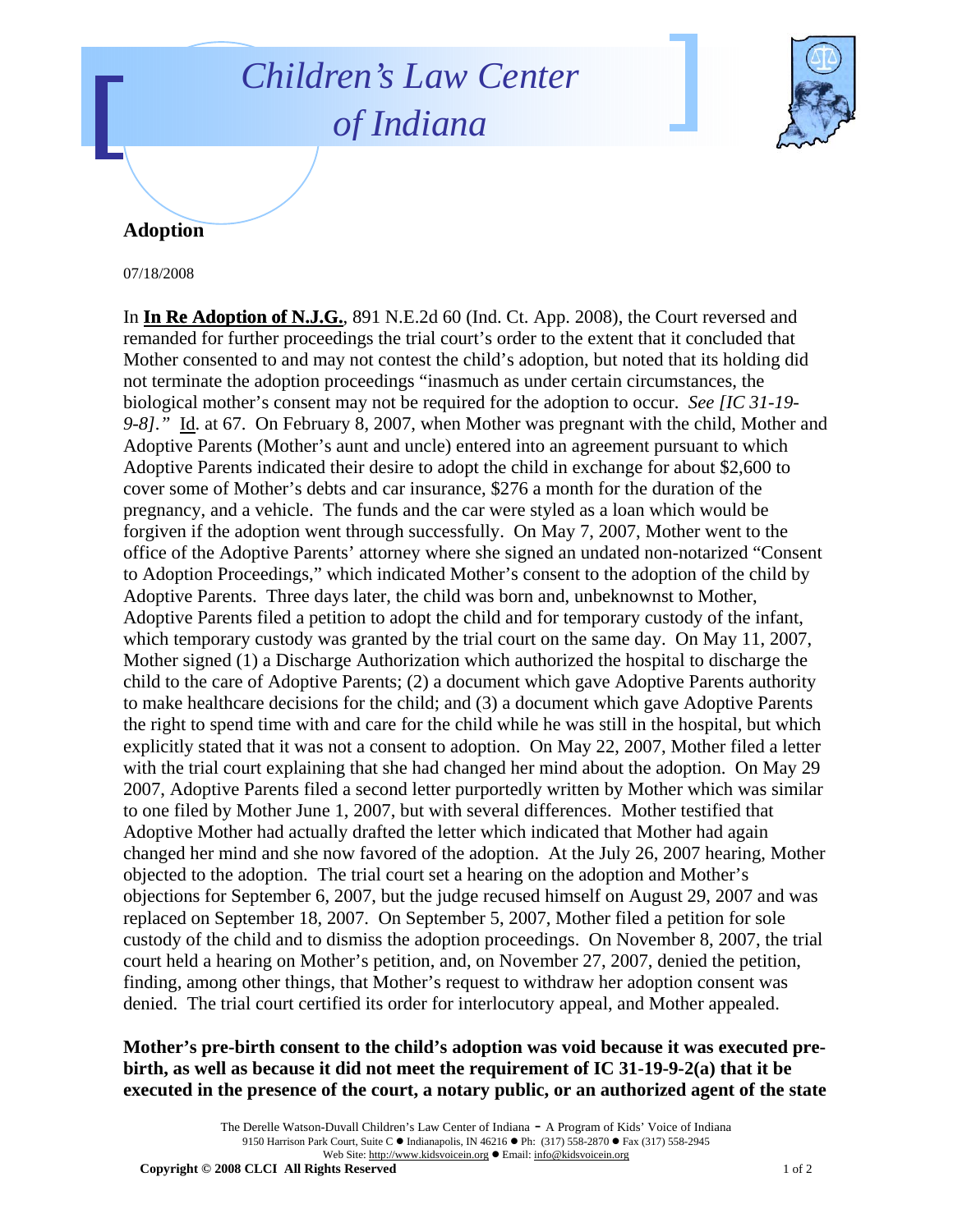# Children's Law Center of Indiana

## Adoption

07/18/2008

In **In Re Adoption of N.J.G.**, 891 N.E.2d 60 (Ind. Ct. App. 2008), the Court reversed and remanded for further proceedings the trial court's order to the extent that it concluded that Mother consented to and may not contest the child's adoption, but noted that its holding did not terminate the adoption proceedings "inasmuch as under certain circumstances, the biological mother's consent may not be required for the adoption to occur. *See [IC 31-19-9-8].*" Id. at 67. On February 8, 2007, when Mother was pregnant with the child, Mother and Adoptive Parents (Mother's aunt and uncle) entered into an agreement pursuant to which Adoptive Parents indicated their desire to adopt the child in exchange for about $2,600 to cover some of Mother's debts and car insurance, $276 a month for the duration of the pregnancy, and a vehicle. The funds and the car were styled as a loan which would be forgiven if the adoption went through successfully. On May 7, 2007, Mother went to the office of the Adoptive Parents' attorney where she signed an undated non-notarized "Consent to Adoption Proceedings," which indicated Mother's consent to the adoption of the child by Adoptive Parents. Three days later, the child was born and, unbeknownst to Mother, Adoptive Parents filed a petition to adopt the child and for temporary custody of the infant, which temporary custody was granted by the trial court on the same day. On May 11, 2007, Mother signed (1) a Discharge Authorization which authorized the hospital to discharge the child to the care of Adoptive Parents; (2) a document which gave Adoptive Parents authority to make healthcare decisions for the child; and (3) a document which gave Adoptive Parents the right to spend time with and care for the child while he was still in the hospital, but which explicitly stated that it was not a consent to adoption. On May 22, 2007, Mother filed a letter with the trial court explaining that she had changed her mind about the adoption. On May 29 2007, Adoptive Parents filed a second letter purportedly written by Mother which was similar to one filed by Mother June 1, 2007, but with several differences. Mother testified that Adoptive Mother had actually drafted the letter which indicated that Mother had again changed her mind and she now favored of the adoption. At the July 26, 2007 hearing, Mother objected to the adoption. The trial court set a hearing on the adoption and Mother's objections for September 6, 2007, but the judge recused himself on August 29, 2007 and was replaced on September 18, 2007. On September 5, 2007, Mother filed a petition for sole custody of the child and to dismiss the adoption proceedings. On November 8, 2007, the trial court held a hearing on Mother's petition, and, on November 27, 2007, denied the petition, finding, among other things, that Mother's request to withdraw her adoption consent was denied. The trial court certified its order for interlocutory appeal, and Mother appealed.

**Mother's pre-birth consent to the child's adoption was void because it was executed pre-birth, as well as because it did not meet the requirement of IC 31-19-9-2(a) that it be executed in the presence of the court, a notary public, or an authorized agent of the state**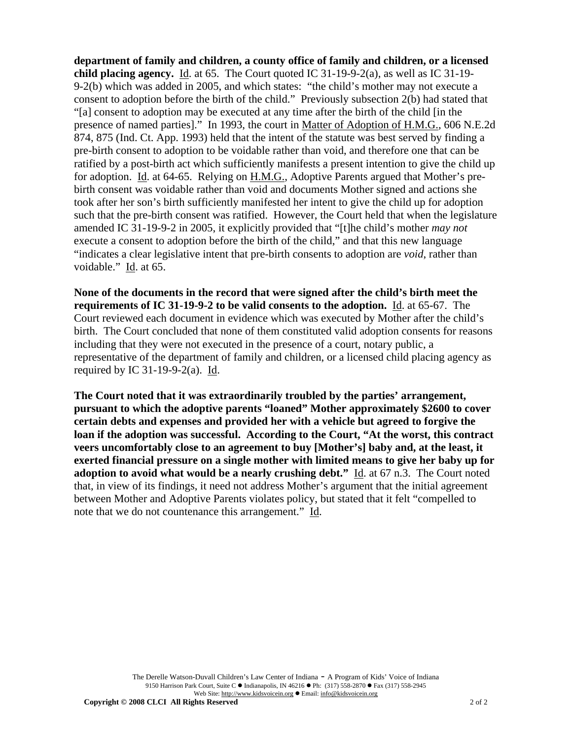**department of family and children, a county office of family and children, or a licensed child placing agency.** Id. at 65. The Court quoted IC 31-19-9-2(a), as well as IC 31-19-9-2(b) which was added in 2005, and which states: "the child's mother may not execute a consent to adoption before the birth of the child." Previously subsection 2(b) had stated that "[a] consent to adoption may be executed at any time after the birth of the child [in the presence of named parties]." In 1993, the court in Matter of Adoption of H.M.G., 606 N.E.2d 874, 875 (Ind. Ct. App. 1993) held that the intent of the statute was best served by finding a pre-birth consent to adoption to be voidable rather than void, and therefore one that can be ratified by a post-birth act which sufficiently manifests a present intention to give the child up for adoption. Id. at 64-65. Relying on H.M.G., Adoptive Parents argued that Mother's pre-birth consent was voidable rather than void and documents Mother signed and actions she took after her son's birth sufficiently manifested her intent to give the child up for adoption such that the pre-birth consent was ratified. However, the Court held that when the legislature amended IC 31-19-9-2 in 2005, it explicitly provided that "[t]he child's mother *may not* execute a consent to adoption before the birth of the child," and that this new language "indicates a clear legislative intent that pre-birth consents to adoption are *void*, rather than voidable." Id. at 65.

**None of the documents in the record that were signed after the child's birth meet the requirements of IC 31-19-9-2 to be valid consents to the adoption.** Id. at 65-67. The Court reviewed each document in evidence which was executed by Mother after the child's birth. The Court concluded that none of them constituted valid adoption consents for reasons including that they were not executed in the presence of a court, notary public, a representative of the department of family and children, or a licensed child placing agency as required by IC 31-19-9-2(a). Id.

**The Court noted that it was extraordinarily troubled by the parties' arrangement, pursuant to which the adoptive parents "loaned" Mother approximately $2600 to cover certain debts and expenses and provided her with a vehicle but agreed to forgive the loan if the adoption was successful. According to the Court, "At the worst, this contract veers uncomfortably close to an agreement to buy [Mother's] baby and, at the least, it exerted financial pressure on a single mother with limited means to give her baby up for adoption to avoid what would be a nearly crushing debt."** Id. at 67 n.3. The Court noted that, in view of its findings, it need not address Mother's argument that the initial agreement between Mother and Adoptive Parents violates policy, but stated that it felt "compelled to note that we do not countenance this arrangement." Id.